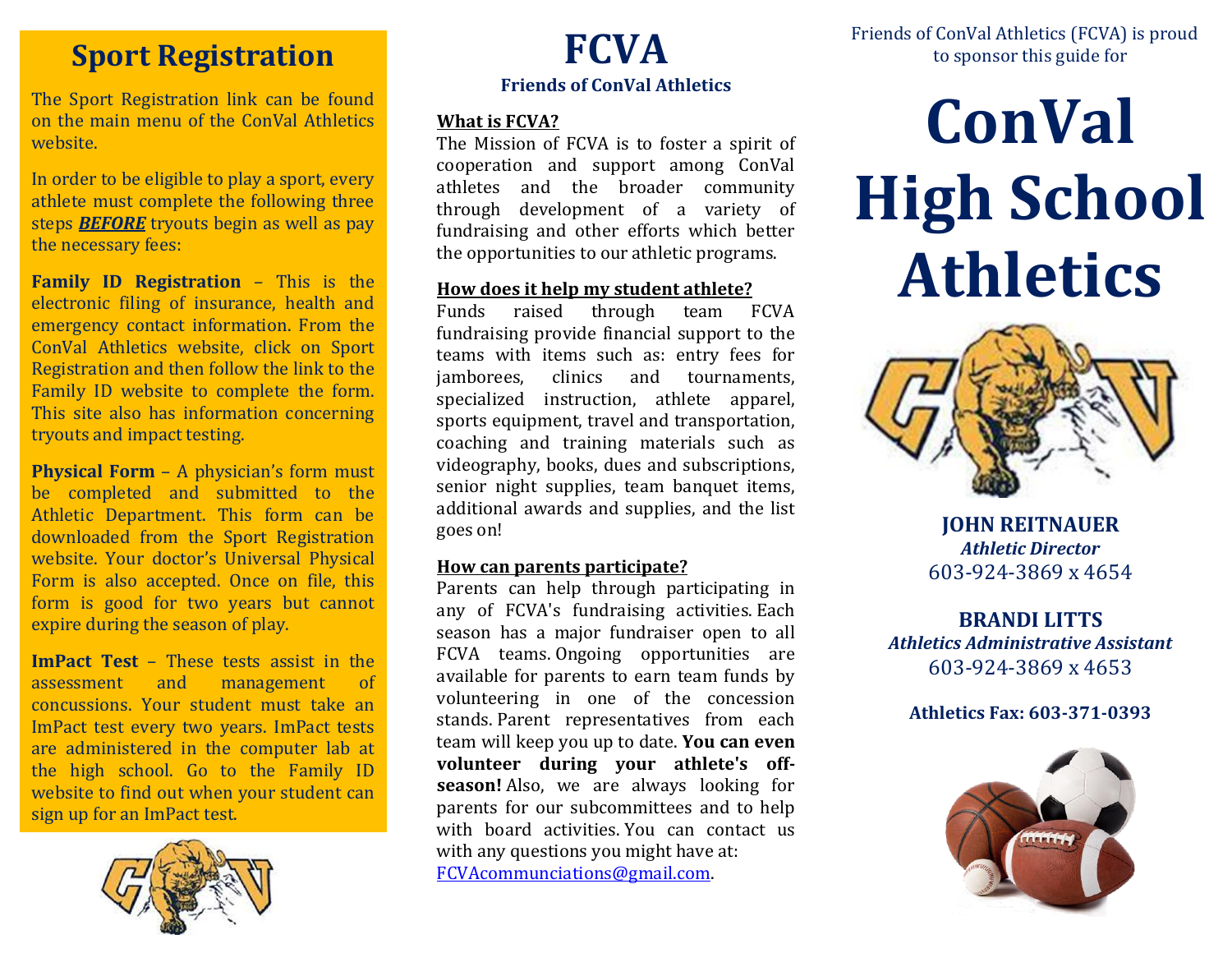## Sport Registration

The Sport Registration link can be found on the main menu of the ConVal Athletics website.

In order to be eligible to play a sport, every athlete must complete the following three steps ***BEFORE*** tryouts begin as well as pay the necessary fees:

**Family ID Registration** – This is the electronic filing of insurance, health and emergency contact information. From the ConVal Athletics website, click on Sport Registration and then follow the link to the Family ID website to complete the form. This site also has information concerning tryouts and impact testing.

**Physical Form** – A physician's form must be completed and submitted to the Athletic Department. This form can be downloaded from the Sport Registration website. Your doctor's Universal Physical Form is also accepted. Once on file, this form is good for two years but cannot expire during the season of play.

**ImPact Test** – These tests assist in the assessment and management of concussions. Your student must take an ImPact test every two years. ImPact tests are administered in the computer lab at the high school. Go to the Family ID website to find out when your student can sign up for an ImPact test.

# FCVA

### Friends of ConVal Athletics

**What is FCVA?**

The Mission of FCVA is to foster a spirit of cooperation and support among ConVal athletes and the broader community through development of a variety of fundraising and other efforts which better the opportunities to our athletic programs.

**How does it help my student athlete?**

Funds raised through team FCVA fundraising provide financial support to the teams with items such as: entry fees for jamborees, clinics and tournaments, specialized instruction, athlete apparel, sports equipment, travel and transportation, coaching and training materials such as videography, books, dues and subscriptions, senior night supplies, team banquet items, additional awards and supplies, and the list goes on!

**How can parents participate?**

Parents can help through participating in any of FCVA's fundraising activities. Each season has a major fundraiser open to all FCVA teams. Ongoing opportunities are available for parents to earn team funds by volunteering in one of the concession stands. Parent representatives from each team will keep you up to date. **You can even volunteer during your athlete's off-season!** Also, we are always looking for parents for our subcommittees and to help with board activities. You can contact us with any questions you might have at: FCVAcommunciations@gmail.com.

Friends of ConVal Athletics (FCVA) is proud to sponsor this guide for

# ConVal High School Athletics

**JOHN REITNAUER**
***Athletic Director***
603-924-3869 x 4654

**BRANDI LITTS**
***Athletics Administrative Assistant***
603-924-3869 x 4653

**Athletics Fax: 603-371-0393**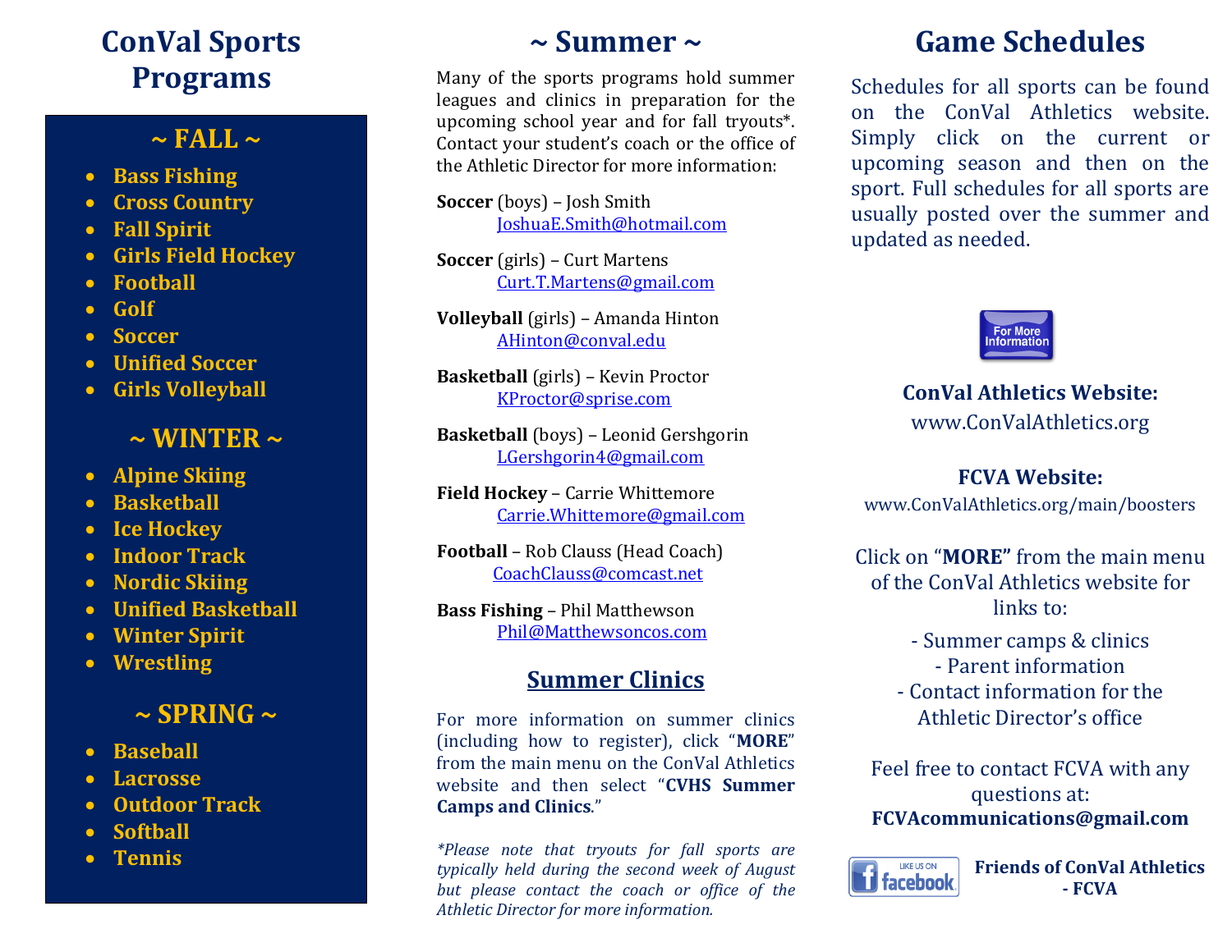# ConVal Sports Programs

## ~ FALL ~

- Bass Fishing
- Cross Country
- Fall Spirit
- Girls Field Hockey
- Football
- Golf
- Soccer
- Unified Soccer
- Girls Volleyball

## ~ WINTER ~

- Alpine Skiing
- Basketball
- Ice Hockey
- Indoor Track
- Nordic Skiing
- Unified Basketball
- Winter Spirit
- Wrestling

## ~ SPRING ~

- Baseball
- Lacrosse
- Outdoor Track
- Softball
- Tennis

# ~ Summer ~

Many of the sports programs hold summer leagues and clinics in preparation for the upcoming school year and for fall tryouts*. Contact your student's coach or the office of the Athletic Director for more information:

**Soccer** (boys) – Josh Smith
JoshuaE.Smith@hotmail.com

**Soccer** (girls) – Curt Martens
Curt.T.Martens@gmail.com

**Volleyball** (girls) – Amanda Hinton
AHinton@conval.edu

**Basketball** (girls) – Kevin Proctor
KProctor@sprise.com

**Basketball** (boys) – Leonid Gershgorin
LGershgorin4@gmail.com

**Field Hockey** – Carrie Whittemore
Carrie.Whittemore@gmail.com

**Football** – Rob Clauss (Head Coach)
CoachClauss@comcast.net

**Bass Fishing** – Phil Matthewson
Phil@Matthewsoncos.com

## Summer Clinics

For more information on summer clinics (including how to register), click "**MORE**" from the main menu on the ConVal Athletics website and then select "**CVHS Summer Camps and Clinics**."

*\*Please note that tryouts for fall sports are typically held during the second week of August but please contact the coach or office of the Athletic Director for more information.*

# Game Schedules

Schedules for all sports can be found on the ConVal Athletics website. Simply click on the current or upcoming season and then on the sport. Full schedules for all sports are usually posted over the summer and updated as needed.

For More Information

**ConVal Athletics Website:**
www.ConValAthletics.org

**FCVA Website:**
www.ConValAthletics.org/main/boosters

Click on "**MORE**" from the main menu of the ConVal Athletics website for links to:

- Summer camps & clinics
- Parent information
- Contact information for the Athletic Director's office

Feel free to contact FCVA with any questions at:
**FCVAcommunications@gmail.com**

LIKE US ON facebook

**Friends of ConVal Athletics - FCVA**